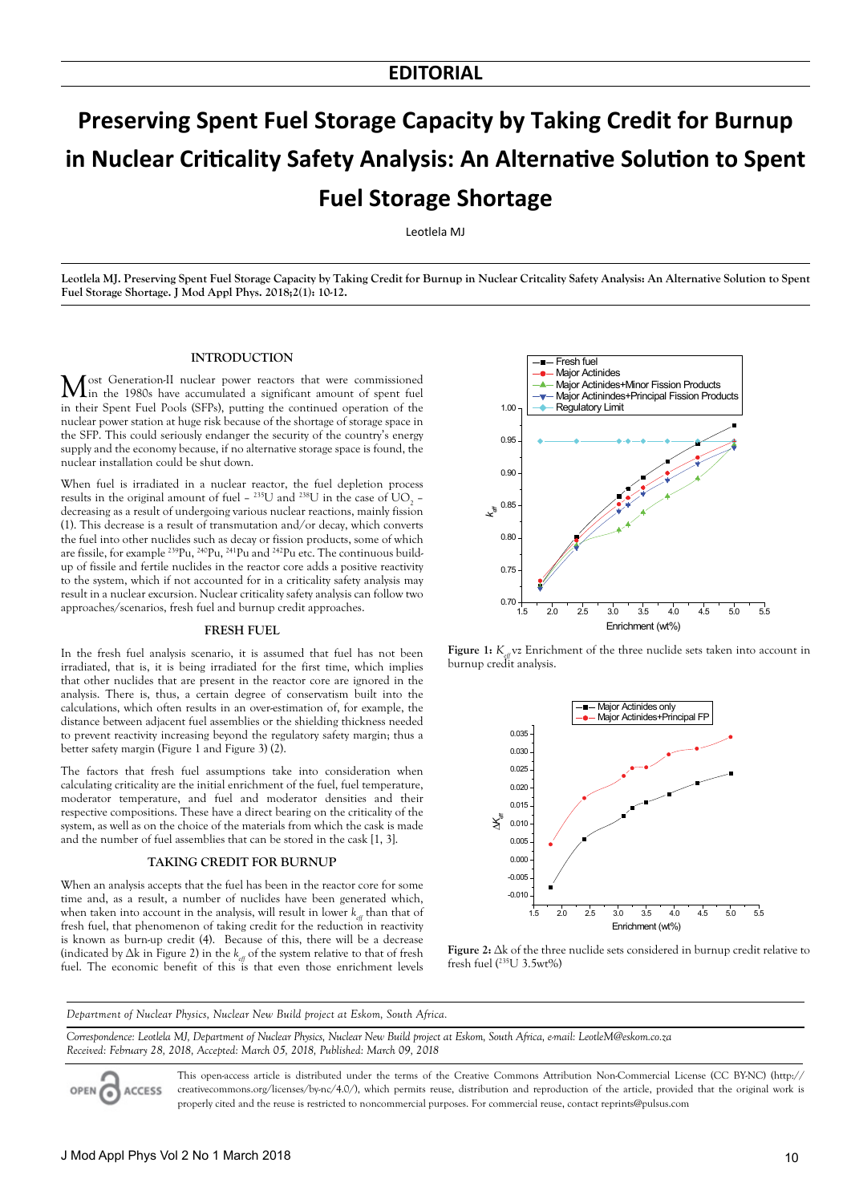# EDITORIAL

# Preserving Spent Fuel Storage Capacity by Taking Credit for Burnup in Nuclear Criticality Safety Analysis: An Alternative Solution to Spent Fuel Storage Shortage

Leotlela MJ

**Leotlela MJ. Preserving Spent Fuel Storage Capacity by Taking Credit for Burnup in Nuclear Critcality Safety Analysis: An Alternative Solution to Spent Fuel Storage Shortage. J Mod Appl Phys. 2018;2(1): 10-12.**

## INTRODUCTION

Most Generation-II nuclear power reactors that were commissioned in the 1980s have accumulated a significant amount of spent fuel in their Spent Fuel Pools (SFPs), putting the continued operation of the nuclear power station at huge risk because of the shortage of storage space in the SFP. This could seriously endanger the security of the country's energy supply and the economy because, if no alternative storage space is found, the nuclear installation could be shut down.

When fuel is irradiated in a nuclear reactor, the fuel depletion process results in the original amount of fuel – $^{235}U$ and $^{238}U$ in the case of $UO_2$ – decreasing as a result of undergoing various nuclear reactions, mainly fission (1). This decrease is a result of transmutation and/or decay, which converts the fuel into other nuclides such as decay or fission products, some of which are fissile, for example $^{239}Pu$, $^{240}Pu$, $^{241}Pu$ and $^{242}Pu$ etc. The continuous build-up of fissile and fertile nuclides in the reactor core adds a positive reactivity to the system, which if not accounted for in a criticality safety analysis may result in a nuclear excursion. Nuclear criticality safety analysis can follow two approaches/scenarios, fresh fuel and burnup credit approaches.

## FRESH FUEL

In the fresh fuel analysis scenario, it is assumed that fuel has not been irradiated, that is, it is being irradiated for the first time, which implies that other nuclides that are present in the reactor core are ignored in the analysis. There is, thus, a certain degree of conservatism built into the calculations, which often results in an over-estimation of, for example, the distance between adjacent fuel assemblies or the shielding thickness needed to prevent reactivity increasing beyond the regulatory safety margin; thus a better safety margin (Figure 1 and Figure 3) (2).

The factors that fresh fuel assumptions take into consideration when calculating criticality are the initial enrichment of the fuel, fuel temperature, moderator temperature, and fuel and moderator densities and their respective compositions. These have a direct bearing on the criticality of the system, as well as on the choice of the materials from which the cask is made and the number of fuel assemblies that can be stored in the cask [1, 3].

## TAKING CREDIT FOR BURNUP

When an analysis accepts that the fuel has been in the reactor core for some time and, as a result, a number of nuclides have been generated which, when taken into account in the analysis, will result in lower $k_{eff}$ than that of fresh fuel, that phenomenon of taking credit for the reduction in reactivity is known as burn-up credit (4). Because of this, there will be a decrease (indicated by $\Delta k$ in Figure 2) in the $k_{eff}$ of the system relative to that of fresh fuel. The economic benefit of this is that even those enrichment levels

**Figure 1:** $K_{eff}$ vz Enrichment of the three nuclide sets taken into account in burnup credit analysis.

**Figure 2:** $\Delta k$ of the three nuclide sets considered in burnup credit relative to fresh fuel ($^{235}U$ 3.5wt%)

*Department of Nuclear Physics, Nuclear New Build project at Eskom, South Africa.*

*Correspondence: Leotlela MJ, Department of Nuclear Physics, Nuclear New Build project at Eskom, South Africa, e-mail: LeotleM@eskom.co.za*
*Received: February 28, 2018, Accepted: March 05, 2018, Published: March 09, 2018*

This open-access article is distributed under the terms of the Creative Commons Attribution Non-Commercial License (CC BY-NC) (http://creativecommons.org/licenses/by-nc/4.0/), which permits reuse, distribution and reproduction of the article, provided that the original work is properly cited and the reuse is restricted to noncommercial purposes. For commercial reuse, contact reprints@pulsus.com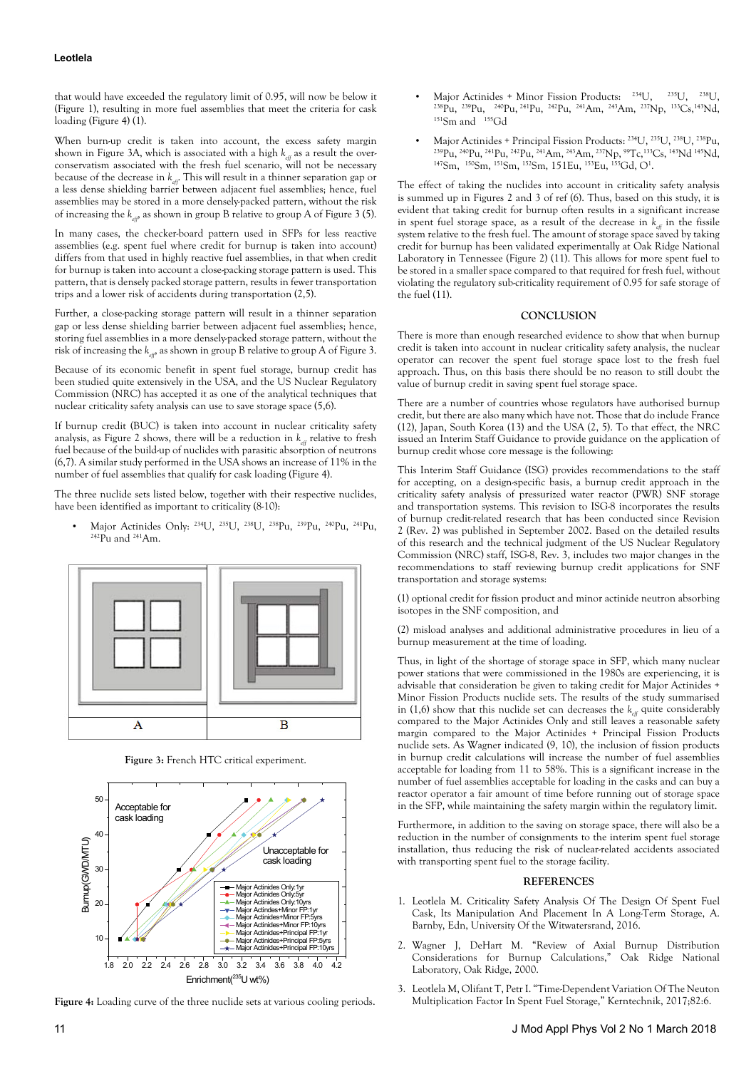that would have exceeded the regulatory limit of 0.95, will now be below it (Figure 1), resulting in more fuel assemblies that meet the criteria for cask loading (Figure 4) (1).

When burn-up credit is taken into account, the excess safety margin shown in Figure 3A, which is associated with a high $k_{eff}$ as a result the over-conservatism associated with the fresh fuel scenario, will not be necessary because of the decrease in $k_{eff}$. This will result in a thinner separation gap or a less dense shielding barrier between adjacent fuel assemblies; hence, fuel assemblies may be stored in a more densely-packed pattern, without the risk of increasing the $k_{eff}$, as shown in group B relative to group A of Figure 3 (5).

In many cases, the checker-board pattern used in SFPs for less reactive assemblies (e.g. spent fuel where credit for burnup is taken into account) differs from that used in highly reactive fuel assemblies, in that when credit for burnup is taken into account a close-packing storage pattern is used. This pattern, that is densely packed storage pattern, results in fewer transportation trips and a lower risk of accidents during transportation (2,5).

Further, a close-packing storage pattern will result in a thinner separation gap or less dense shielding barrier between adjacent fuel assemblies; hence, storing fuel assemblies in a more densely-packed storage pattern, without the risk of increasing the $k_{eff}$, as shown in group B relative to group A of Figure 3.

Because of its economic benefit in spent fuel storage, burnup credit has been studied quite extensively in the USA, and the US Nuclear Regulatory Commission (NRC) has accepted it as one of the analytical techniques that nuclear criticality safety analysis can use to save storage space (5,6).

If burnup credit (BUC) is taken into account in nuclear criticality safety analysis, as Figure 2 shows, there will be a reduction in $k_{eff}$ relative to fresh fuel because of the build-up of nuclides with parasitic absorption of neutrons (6,7). A similar study performed in the USA shows an increase of 11% in the number of fuel assemblies that qualify for cask loading (Figure 4).

The three nuclide sets listed below, together with their respective nuclides, have been identified as important to criticality (8-10):

- Major Actinides Only: $^{234}$U, $^{235}$U, $^{238}$U, $^{238}$Pu, $^{239}$Pu, $^{240}$Pu, $^{241}$Pu, $^{242}$Pu and $^{241}$Am.

Figure 3: French HTC critical experiment.

Figure 4: Loading curve of the three nuclide sets at various cooling periods.

- Major Actinides + Minor Fission Products: $^{234}$U, $^{235}$U, $^{238}$U, $^{238}$Pu, $^{239}$Pu, $^{240}$Pu, $^{241}$Pu, $^{242}$Pu, $^{241}$Am, $^{243}$Am, $^{237}$Np, $^{133}$Cs, $^{143}$Nd, $^{151}$Sm and $^{155}$Gd
- Major Actinides + Principal Fission Products: $^{234}$U, $^{235}$U, $^{238}$U, $^{238}$Pu, $^{239}$Pu, $^{240}$Pu, $^{241}$Pu, $^{242}$Pu, $^{241}$Am, $^{243}$Am, $^{237}$Np, $^{99}$Tc, $^{133}$Cs, $^{143}$Nd $^{145}$Nd, $^{147}$Sm, $^{150}$Sm, $^{151}$Sm, $^{152}$Sm, 151Eu, $^{153}$Eu, $^{155}$Gd, O$^{1}$.

The effect of taking the nuclides into account in criticality safety analysis is summed up in Figures 2 and 3 of ref (6). Thus, based on this study, it is evident that taking credit for burnup often results in a significant increase in spent fuel storage space, as a result of the decrease in $k_{eff}$ in the fissile system relative to the fresh fuel. The amount of storage space saved by taking credit for burnup has been validated experimentally at Oak Ridge National Laboratory in Tennessee (Figure 2) (11). This allows for more spent fuel to be stored in a smaller space compared to that required for fresh fuel, without violating the regulatory sub-criticality requirement of 0.95 for safe storage of the fuel (11).

## CONCLUSION

There is more than enough researched evidence to show that when burnup credit is taken into account in nuclear criticality safety analysis, the nuclear operator can recover the spent fuel storage space lost to the fresh fuel approach. Thus, on this basis there should be no reason to still doubt the value of burnup credit in saving spent fuel storage space.

There are a number of countries whose regulators have authorised burnup credit, but there are also many which have not. Those that do include France (12), Japan, South Korea (13) and the USA (2, 5). To that effect, the NRC issued an Interim Staff Guidance to provide guidance on the application of burnup credit whose core message is the following:

This Interim Staff Guidance (ISG) provides recommendations to the staff for accepting, on a design-specific basis, a burnup credit approach in the criticality safety analysis of pressurized water reactor (PWR) SNF storage and transportation systems. This revision to ISG-8 incorporates the results of burnup credit-related research that has been conducted since Revision 2 (Rev. 2) was published in September 2002. Based on the detailed results of this research and the technical judgment of the US Nuclear Regulatory Commission (NRC) staff, ISG-8, Rev. 3, includes two major changes in the recommendations to staff reviewing burnup credit applications for SNF transportation and storage systems:

(1) optional credit for fission product and minor actinide neutron absorbing isotopes in the SNF composition, and

(2) misload analyses and additional administrative procedures in lieu of a burnup measurement at the time of loading.

Thus, in light of the shortage of storage space in SFP, which many nuclear power stations that were commissioned in the 1980s are experiencing, it is advisable that consideration be given to taking credit for Major Actinides + Minor Fission Products nuclide sets. The results of the study summarised in (1,6) show that this nuclide set can decreases the $k_{eff}$ quite considerably compared to the Major Actinides Only and still leaves a reasonable safety margin compared to the Major Actinides + Principal Fission Products nuclide sets. As Wagner indicated (9, 10), the inclusion of fission products in burnup credit calculations will increase the number of fuel assemblies acceptable for loading from 11 to 58%. This is a significant increase in the number of fuel assemblies acceptable for loading in the casks and can buy a reactor operator a fair amount of time before running out of storage space in the SFP, while maintaining the safety margin within the regulatory limit.

Furthermore, in addition to the saving on storage space, there will also be a reduction in the number of consignments to the interim spent fuel storage installation, thus reducing the risk of nuclear-related accidents associated with transporting spent fuel to the storage facility.

## REFERENCES

1. Leotlela M. Criticality Safety Analysis Of The Design Of Spent Fuel Cask, Its Manipulation And Placement In A Long-Term Storage, A. Barnby, Edn, University Of the Witwatersrand, 2016.
2. Wagner J, DeHart M. "Review of Axial Burnup Distribution Considerations for Burnup Calculations," Oak Ridge National Laboratory, Oak Ridge, 2000.
3. Leotlela M, Olifant T, Petr I. "Time-Dependent Variation Of The Neuton Multiplication Factor In Spent Fuel Storage," Kerntechnik, 2017;82:6.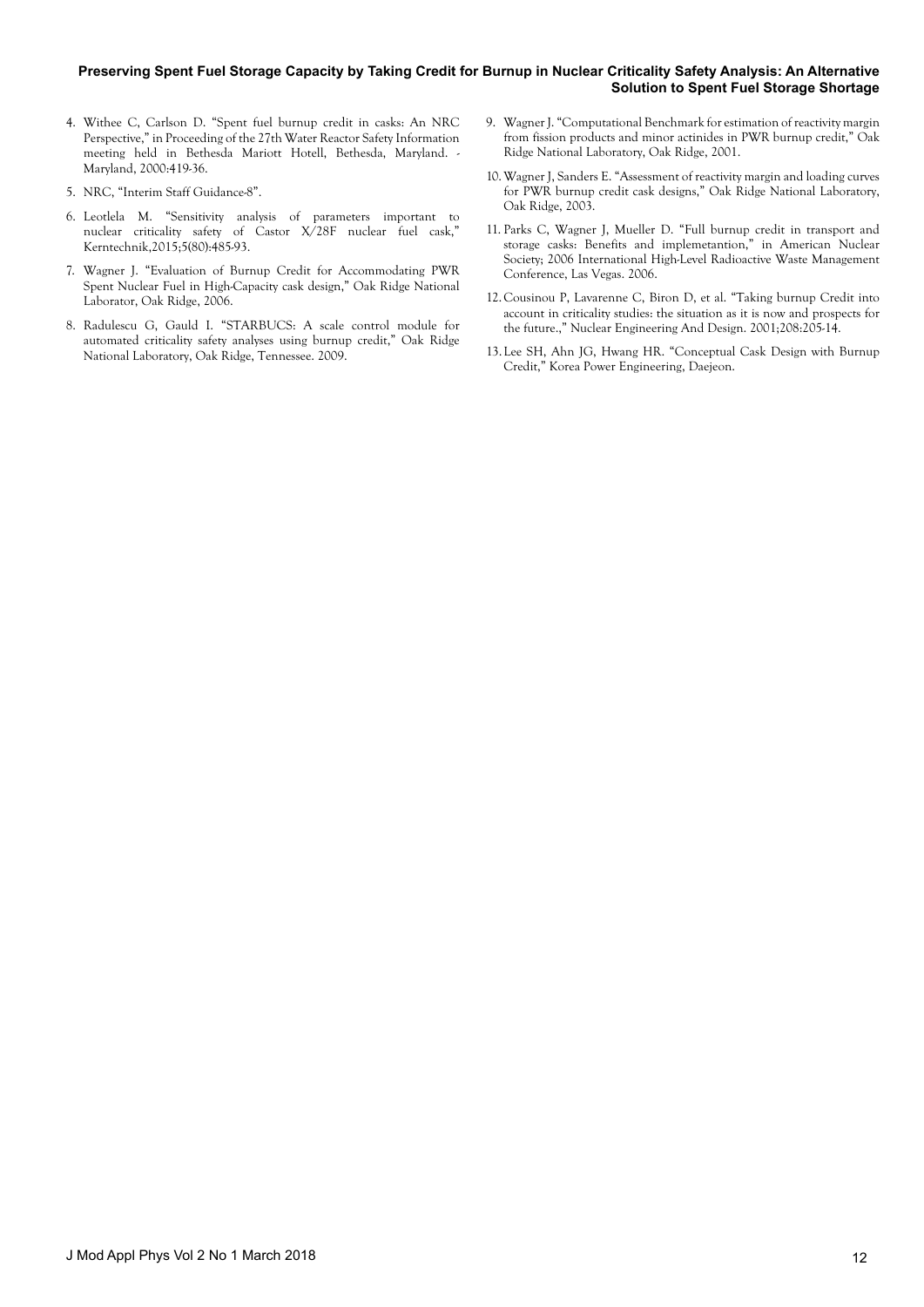4. Withee C, Carlson D. "Spent fuel burnup credit in casks: An NRC Perspective," in Proceeding of the 27th Water Reactor Safety Information meeting held in Bethesda Mariott Hotell, Bethesda, Maryland. - Maryland, 2000:419-36.
5. NRC, "Interim Staff Guidance-8".
6. Leotlela M. "Sensitivity analysis of parameters important to nuclear criticality safety of Castor X/28F nuclear fuel cask," Kerntechnik,2015;5(80):485-93.
7. Wagner J. "Evaluation of Burnup Credit for Accommodating PWR Spent Nuclear Fuel in High-Capacity cask design," Oak Ridge National Laborator, Oak Ridge, 2006.
8. Radulescu G, Gauld I. "STARBUCS: A scale control module for automated criticality safety analyses using burnup credit," Oak Ridge National Laboratory, Oak Ridge, Tennessee. 2009.
9. Wagner J. "Computational Benchmark for estimation of reactivity margin from fission products and minor actinides in PWR burnup credit," Oak Ridge National Laboratory, Oak Ridge, 2001.
10. Wagner J, Sanders E. "Assessment of reactivity margin and loading curves for PWR burnup credit cask designs," Oak Ridge National Laboratory, Oak Ridge, 2003.
11. Parks C, Wagner J, Mueller D. "Full burnup credit in transport and storage casks: Benefits and implemetantion," in American Nuclear Society; 2006 International High-Level Radioactive Waste Management Conference, Las Vegas. 2006.
12. Cousinou P, Lavarenne C, Biron D, et al. "Taking burnup Credit into account in criticality studies: the situation as it is now and prospects for the future.," Nuclear Engineering And Design. 2001;208:205-14.
13. Lee SH, Ahn JG, Hwang HR. "Conceptual Cask Design with Burnup Credit," Korea Power Engineering, Daejeon.